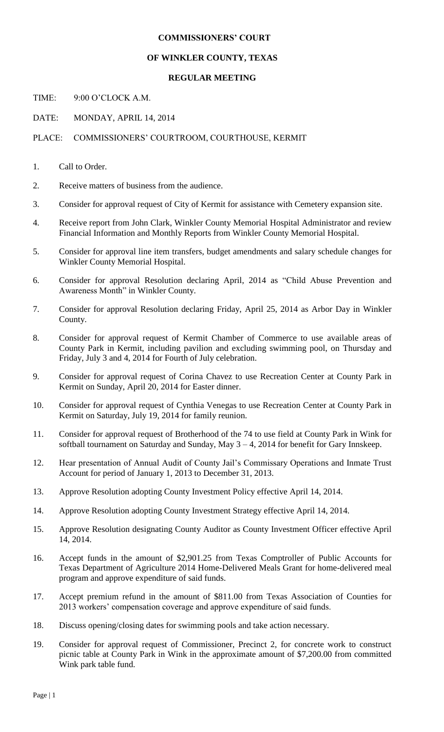**COMMISSIONERS' COURT**

**OF WINKLER COUNTY, TEXAS**

**REGULAR MEETING**

TIME: 9:00 O'CLOCK A.M.

DATE: MONDAY, APRIL 14, 2014

PLACE: COMMISSIONERS' COURTROOM, COURTHOUSE, KERMIT

1. Call to Order.
2. Receive matters of business from the audience.
3. Consider for approval request of City of Kermit for assistance with Cemetery expansion site.
4. Receive report from John Clark, Winkler County Memorial Hospital Administrator and review Financial Information and Monthly Reports from Winkler County Memorial Hospital.
5. Consider for approval line item transfers, budget amendments and salary schedule changes for Winkler County Memorial Hospital.
6. Consider for approval Resolution declaring April, 2014 as "Child Abuse Prevention and Awareness Month" in Winkler County.
7. Consider for approval Resolution declaring Friday, April 25, 2014 as Arbor Day in Winkler County.
8. Consider for approval request of Kermit Chamber of Commerce to use available areas of County Park in Kermit, including pavilion and excluding swimming pool, on Thursday and Friday, July 3 and 4, 2014 for Fourth of July celebration.
9. Consider for approval request of Corina Chavez to use Recreation Center at County Park in Kermit on Sunday, April 20, 2014 for Easter dinner.
10. Consider for approval request of Cynthia Venegas to use Recreation Center at County Park in Kermit on Saturday, July 19, 2014 for family reunion.
11. Consider for approval request of Brotherhood of the 74 to use field at County Park in Wink for softball tournament on Saturday and Sunday, May 3 – 4, 2014 for benefit for Gary Innskeep.
12. Hear presentation of Annual Audit of County Jail's Commissary Operations and Inmate Trust Account for period of January 1, 2013 to December 31, 2013.
13. Approve Resolution adopting County Investment Policy effective April 14, 2014.
14. Approve Resolution adopting County Investment Strategy effective April 14, 2014.
15. Approve Resolution designating County Auditor as County Investment Officer effective April 14, 2014.
16. Accept funds in the amount of $2,901.25 from Texas Comptroller of Public Accounts for Texas Department of Agriculture 2014 Home-Delivered Meals Grant for home-delivered meal program and approve expenditure of said funds.
17. Accept premium refund in the amount of $811.00 from Texas Association of Counties for 2013 workers' compensation coverage and approve expenditure of said funds.
18. Discuss opening/closing dates for swimming pools and take action necessary.
19. Consider for approval request of Commissioner, Precinct 2, for concrete work to construct picnic table at County Park in Wink in the approximate amount of $7,200.00 from committed Wink park table fund.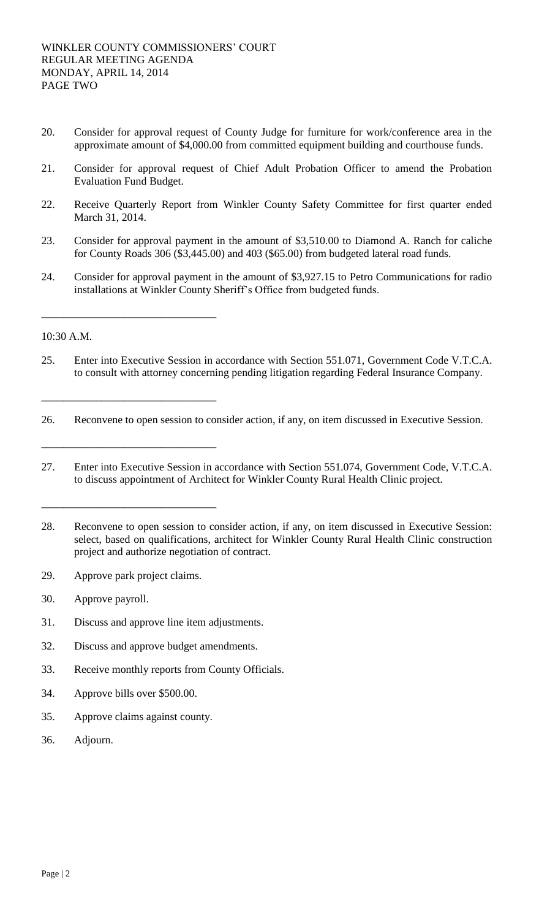20. Consider for approval request of County Judge for furniture for work/conference area in the approximate amount of $4,000.00 from committed equipment building and courthouse funds.

21. Consider for approval request of Chief Adult Probation Officer to amend the Probation Evaluation Fund Budget.

22. Receive Quarterly Report from Winkler County Safety Committee for first quarter ended March 31, 2014.

23. Consider for approval payment in the amount of $3,510.00 to Diamond A. Ranch for caliche for County Roads 306 ($3,445.00) and 403 ($65.00) from budgeted lateral road funds.

24. Consider for approval payment in the amount of $3,927.15 to Petro Communications for radio installations at Winkler County Sheriff's Office from budgeted funds.

---

10:30 A.M.

25. Enter into Executive Session in accordance with Section 551.071, Government Code V.T.C.A. to consult with attorney concerning pending litigation regarding Federal Insurance Company.

---

26. Reconvene to open session to consider action, if any, on item discussed in Executive Session.

---

27. Enter into Executive Session in accordance with Section 551.074, Government Code, V.T.C.A. to discuss appointment of Architect for Winkler County Rural Health Clinic project.

---

28. Reconvene to open session to consider action, if any, on item discussed in Executive Session: select, based on qualifications, architect for Winkler County Rural Health Clinic construction project and authorize negotiation of contract.

29. Approve park project claims.

30. Approve payroll.

31. Discuss and approve line item adjustments.

32. Discuss and approve budget amendments.

33. Receive monthly reports from County Officials.

34. Approve bills over $500.00.

35. Approve claims against county.

36. Adjourn.